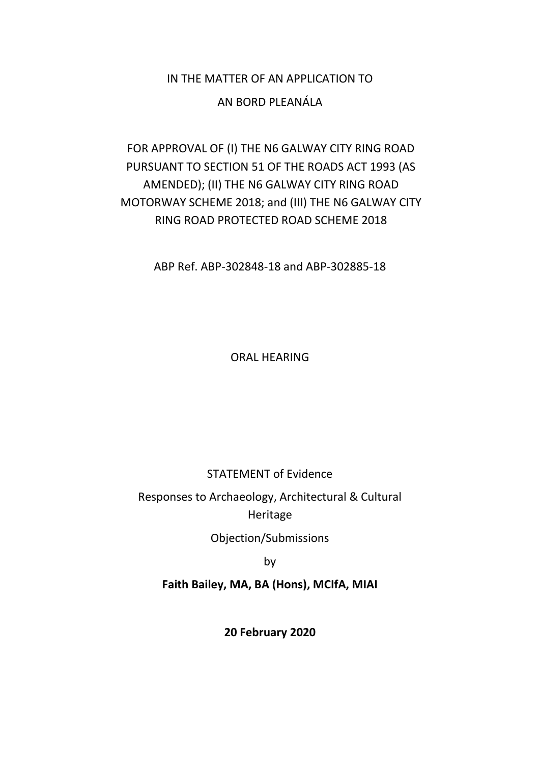IN THE MATTER OF AN APPLICATION TO

AN BORD PLEANÁLA

FOR APPROVAL OF (I) THE N6 GALWAY CITY RING ROAD PURSUANT TO SECTION 51 OF THE ROADS ACT 1993 (AS AMENDED); (II) THE N6 GALWAY CITY RING ROAD MOTORWAY SCHEME 2018; and (III) THE N6 GALWAY CITY RING ROAD PROTECTED ROAD SCHEME 2018

ABP Ref. ABP-302848-18 and ABP-302885-18

ORAL HEARING

STATEMENT of Evidence

Responses to Archaeology, Architectural & Cultural Heritage

Objection/Submissions

by

**Faith Bailey, MA, BA (Hons), MCIfA, MIAI**

**20 February 2020**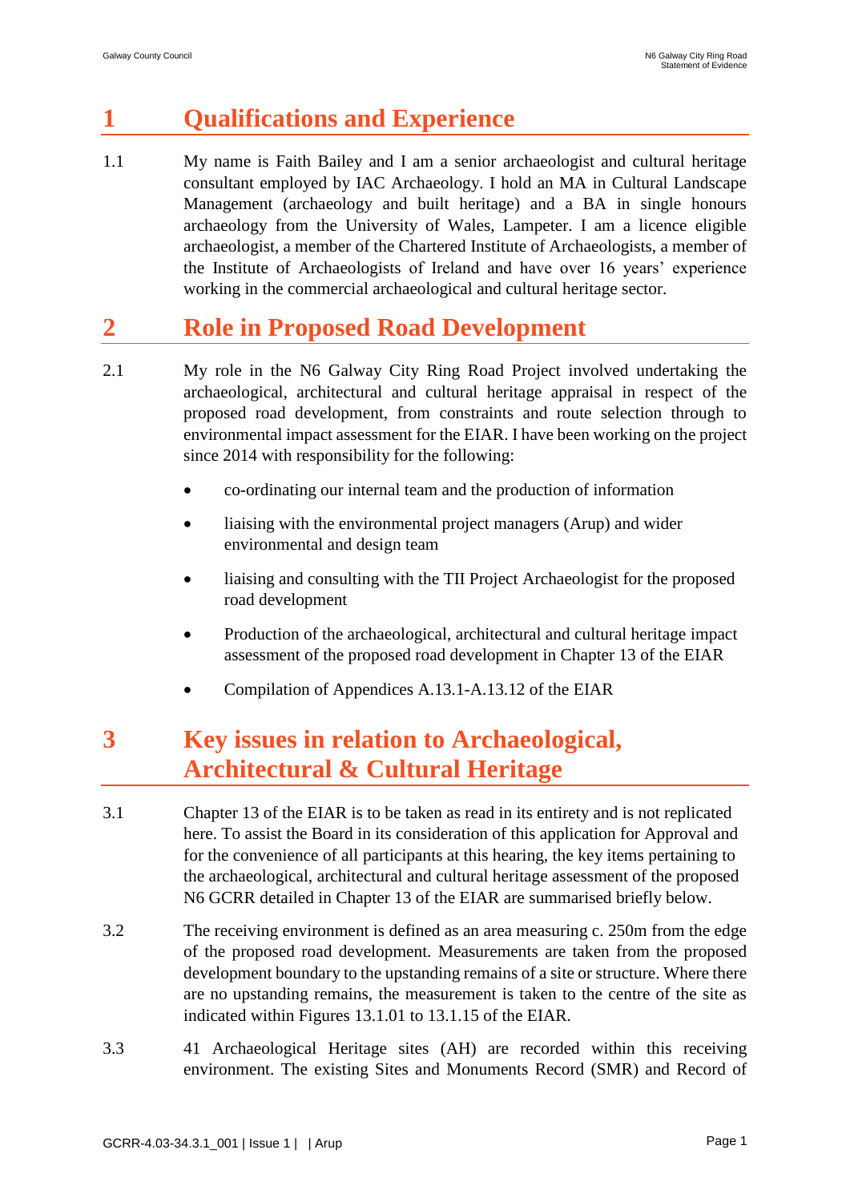# 1 Qualifications and Experience

1.1 My name is Faith Bailey and I am a senior archaeologist and cultural heritage consultant employed by IAC Archaeology. I hold an MA in Cultural Landscape Management (archaeology and built heritage) and a BA in single honours archaeology from the University of Wales, Lampeter. I am a licence eligible archaeologist, a member of the Chartered Institute of Archaeologists, a member of the Institute of Archaeologists of Ireland and have over 16 years' experience working in the commercial archaeological and cultural heritage sector.

# 2 Role in Proposed Road Development

2.1 My role in the N6 Galway City Ring Road Project involved undertaking the archaeological, architectural and cultural heritage appraisal in respect of the proposed road development, from constraints and route selection through to environmental impact assessment for the EIAR. I have been working on the project since 2014 with responsibility for the following:

- co-ordinating our internal team and the production of information
- liaising with the environmental project managers (Arup) and wider environmental and design team
- liaising and consulting with the TII Project Archaeologist for the proposed road development
- Production of the archaeological, architectural and cultural heritage impact assessment of the proposed road development in Chapter 13 of the EIAR
- Compilation of Appendices A.13.1-A.13.12 of the EIAR

# 3 Key issues in relation to Archaeological, Architectural & Cultural Heritage

3.1 Chapter 13 of the EIAR is to be taken as read in its entirety and is not replicated here. To assist the Board in its consideration of this application for Approval and for the convenience of all participants at this hearing, the key items pertaining to the archaeological, architectural and cultural heritage assessment of the proposed N6 GCRR detailed in Chapter 13 of the EIAR are summarised briefly below.

3.2 The receiving environment is defined as an area measuring c. 250m from the edge of the proposed road development. Measurements are taken from the proposed development boundary to the upstanding remains of a site or structure. Where there are no upstanding remains, the measurement is taken to the centre of the site as indicated within Figures 13.1.01 to 13.1.15 of the EIAR.

3.3 41 Archaeological Heritage sites (AH) are recorded within this receiving environment. The existing Sites and Monuments Record (SMR) and Record of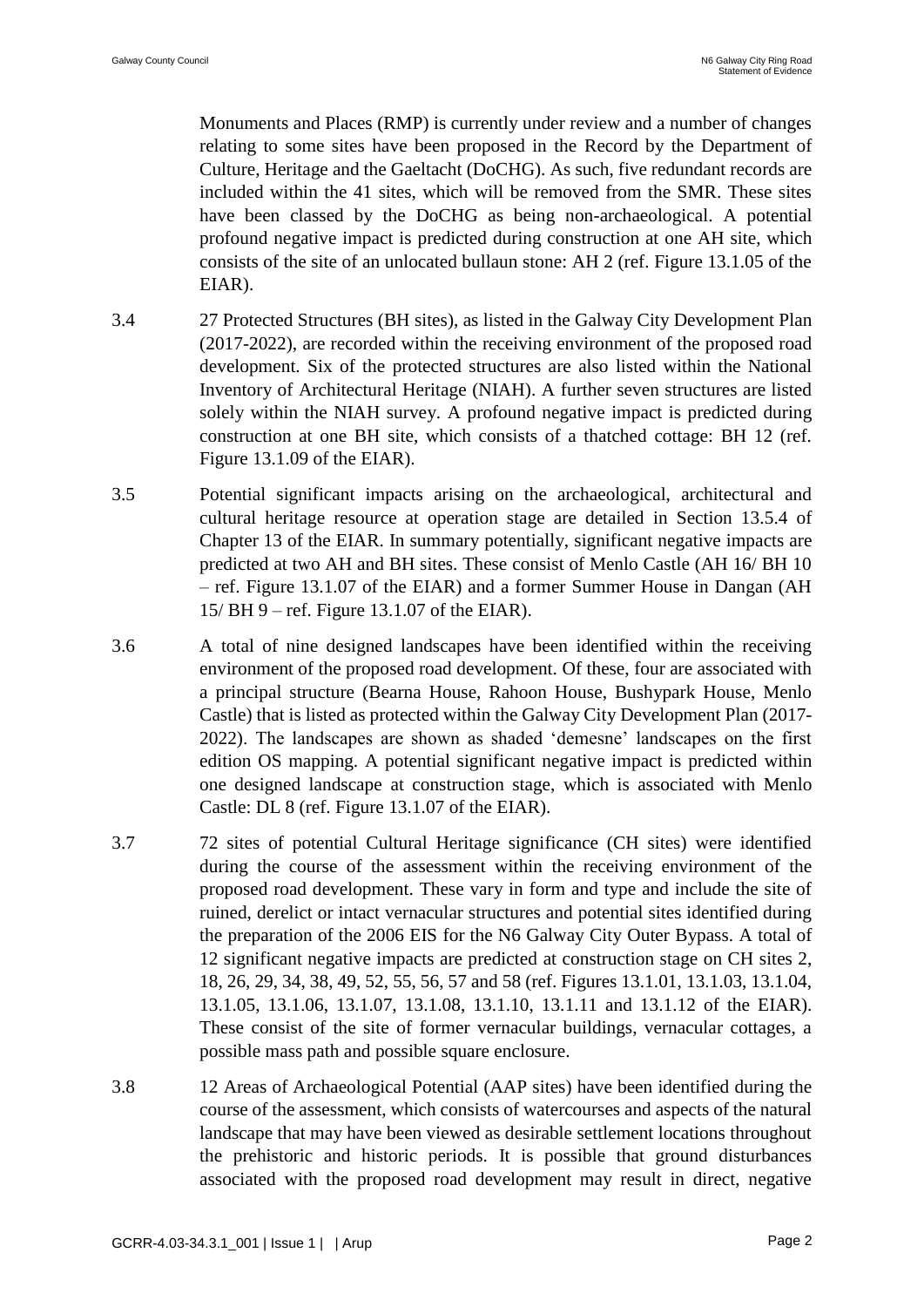Monuments and Places (RMP) is currently under review and a number of changes relating to some sites have been proposed in the Record by the Department of Culture, Heritage and the Gaeltacht (DoCHG). As such, five redundant records are included within the 41 sites, which will be removed from the SMR. These sites have been classed by the DoCHG as being non-archaeological. A potential profound negative impact is predicted during construction at one AH site, which consists of the site of an unlocated bullaun stone: AH 2 (ref. Figure 13.1.05 of the EIAR).

3.4 27 Protected Structures (BH sites), as listed in the Galway City Development Plan (2017-2022), are recorded within the receiving environment of the proposed road development. Six of the protected structures are also listed within the National Inventory of Architectural Heritage (NIAH). A further seven structures are listed solely within the NIAH survey. A profound negative impact is predicted during construction at one BH site, which consists of a thatched cottage: BH 12 (ref. Figure 13.1.09 of the EIAR).

3.5 Potential significant impacts arising on the archaeological, architectural and cultural heritage resource at operation stage are detailed in Section 13.5.4 of Chapter 13 of the EIAR. In summary potentially, significant negative impacts are predicted at two AH and BH sites. These consist of Menlo Castle (AH 16/ BH 10 – ref. Figure 13.1.07 of the EIAR) and a former Summer House in Dangan (AH 15/ BH 9 – ref. Figure 13.1.07 of the EIAR).

3.6 A total of nine designed landscapes have been identified within the receiving environment of the proposed road development. Of these, four are associated with a principal structure (Bearna House, Rahoon House, Bushypark House, Menlo Castle) that is listed as protected within the Galway City Development Plan (2017-2022). The landscapes are shown as shaded 'demesne' landscapes on the first edition OS mapping. A potential significant negative impact is predicted within one designed landscape at construction stage, which is associated with Menlo Castle: DL 8 (ref. Figure 13.1.07 of the EIAR).

3.7 72 sites of potential Cultural Heritage significance (CH sites) were identified during the course of the assessment within the receiving environment of the proposed road development. These vary in form and type and include the site of ruined, derelict or intact vernacular structures and potential sites identified during the preparation of the 2006 EIS for the N6 Galway City Outer Bypass. A total of 12 significant negative impacts are predicted at construction stage on CH sites 2, 18, 26, 29, 34, 38, 49, 52, 55, 56, 57 and 58 (ref. Figures 13.1.01, 13.1.03, 13.1.04, 13.1.05, 13.1.06, 13.1.07, 13.1.08, 13.1.10, 13.1.11 and 13.1.12 of the EIAR). These consist of the site of former vernacular buildings, vernacular cottages, a possible mass path and possible square enclosure.

3.8 12 Areas of Archaeological Potential (AAP sites) have been identified during the course of the assessment, which consists of watercourses and aspects of the natural landscape that may have been viewed as desirable settlement locations throughout the prehistoric and historic periods. It is possible that ground disturbances associated with the proposed road development may result in direct, negative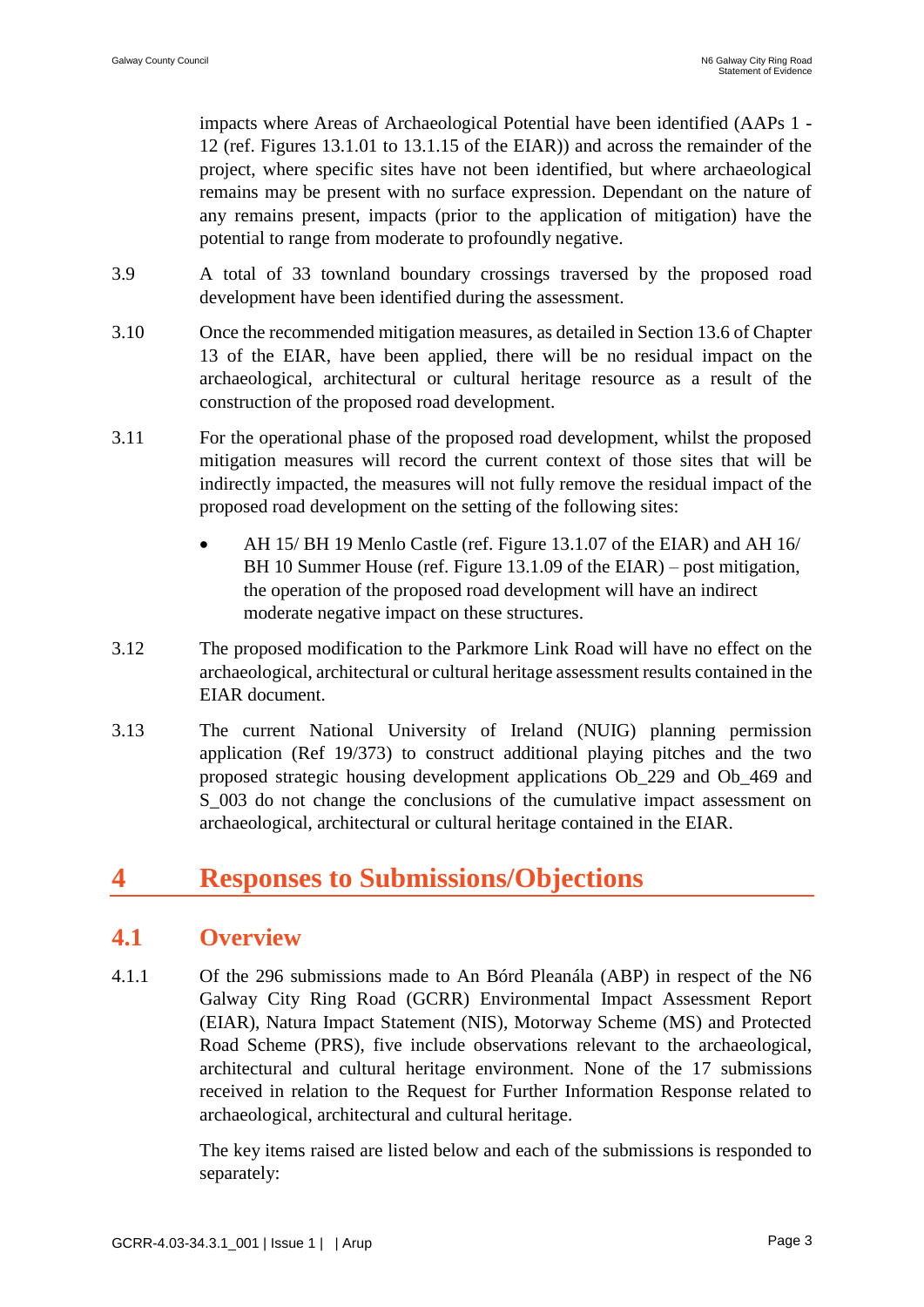impacts where Areas of Archaeological Potential have been identified (AAPs 1 - 12 (ref. Figures 13.1.01 to 13.1.15 of the EIAR)) and across the remainder of the project, where specific sites have not been identified, but where archaeological remains may be present with no surface expression. Dependant on the nature of any remains present, impacts (prior to the application of mitigation) have the potential to range from moderate to profoundly negative.

3.9 A total of 33 townland boundary crossings traversed by the proposed road development have been identified during the assessment.

3.10 Once the recommended mitigation measures, as detailed in Section 13.6 of Chapter 13 of the EIAR, have been applied, there will be no residual impact on the archaeological, architectural or cultural heritage resource as a result of the construction of the proposed road development.

3.11 For the operational phase of the proposed road development, whilst the proposed mitigation measures will record the current context of those sites that will be indirectly impacted, the measures will not fully remove the residual impact of the proposed road development on the setting of the following sites:

- AH 15/ BH 19 Menlo Castle (ref. Figure 13.1.07 of the EIAR) and AH 16/ BH 10 Summer House (ref. Figure 13.1.09 of the EIAR) – post mitigation, the operation of the proposed road development will have an indirect moderate negative impact on these structures.

3.12 The proposed modification to the Parkmore Link Road will have no effect on the archaeological, architectural or cultural heritage assessment results contained in the EIAR document.

3.13 The current National University of Ireland (NUIG) planning permission application (Ref 19/373) to construct additional playing pitches and the two proposed strategic housing development applications Ob_229 and Ob_469 and S_003 do not change the conclusions of the cumulative impact assessment on archaeological, architectural or cultural heritage contained in the EIAR.

# 4 Responses to Submissions/Objections

## 4.1 Overview

4.1.1 Of the 296 submissions made to An Bórd Pleanála (ABP) in respect of the N6 Galway City Ring Road (GCRR) Environmental Impact Assessment Report (EIAR), Natura Impact Statement (NIS), Motorway Scheme (MS) and Protected Road Scheme (PRS), five include observations relevant to the archaeological, architectural and cultural heritage environment. None of the 17 submissions received in relation to the Request for Further Information Response related to archaeological, architectural and cultural heritage.

The key items raised are listed below and each of the submissions is responded to separately: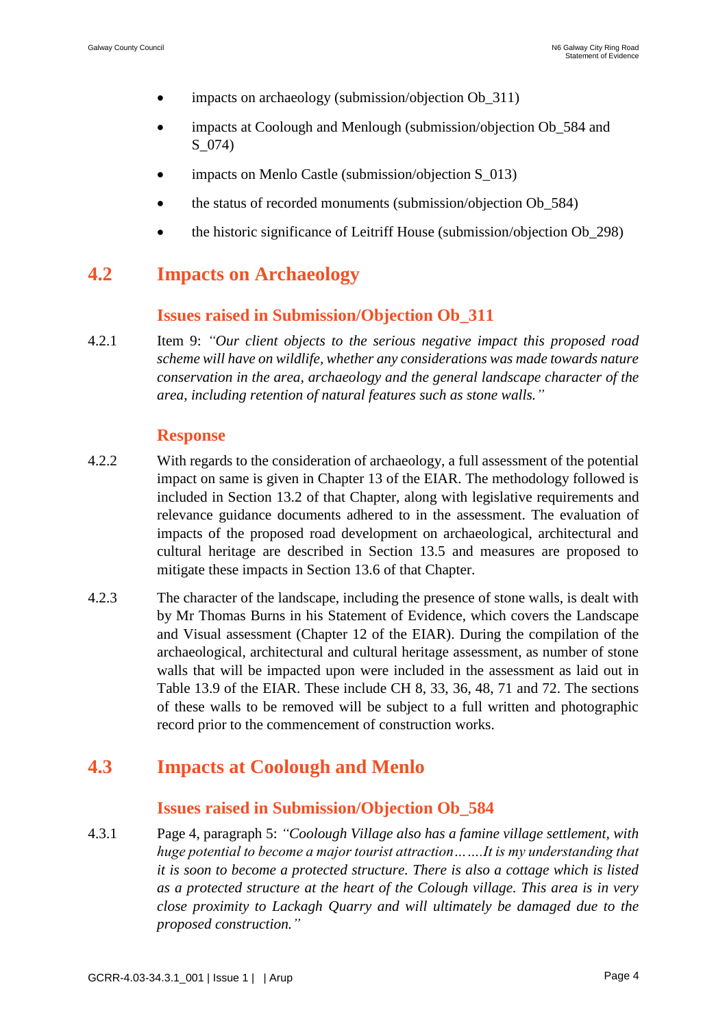- impacts on archaeology (submission/objection Ob_311)
- impacts at Coolough and Menlough (submission/objection Ob_584 and S_074)
- impacts on Menlo Castle (submission/objection S_013)
- the status of recorded monuments (submission/objection Ob_584)
- the historic significance of Leitriff House (submission/objection Ob_298)

## 4.2 Impacts on Archaeology

### Issues raised in Submission/Objection Ob_311

4.2.1 Item 9: *"Our client objects to the serious negative impact this proposed road scheme will have on wildlife, whether any considerations was made towards nature conservation in the area, archaeology and the general landscape character of the area, including retention of natural features such as stone walls."*

### Response

4.2.2 With regards to the consideration of archaeology, a full assessment of the potential impact on same is given in Chapter 13 of the EIAR. The methodology followed is included in Section 13.2 of that Chapter, along with legislative requirements and relevance guidance documents adhered to in the assessment. The evaluation of impacts of the proposed road development on archaeological, architectural and cultural heritage are described in Section 13.5 and measures are proposed to mitigate these impacts in Section 13.6 of that Chapter.

4.2.3 The character of the landscape, including the presence of stone walls, is dealt with by Mr Thomas Burns in his Statement of Evidence, which covers the Landscape and Visual assessment (Chapter 12 of the EIAR). During the compilation of the archaeological, architectural and cultural heritage assessment, as number of stone walls that will be impacted upon were included in the assessment as laid out in Table 13.9 of the EIAR. These include CH 8, 33, 36, 48, 71 and 72. The sections of these walls to be removed will be subject to a full written and photographic record prior to the commencement of construction works.

## 4.3 Impacts at Coolough and Menlo

### Issues raised in Submission/Objection Ob_584

4.3.1 Page 4, paragraph 5: *"Coolough Village also has a famine village settlement, with huge potential to become a major tourist attraction……..It is my understanding that it is soon to become a protected structure. There is also a cottage which is listed as a protected structure at the heart of the Colough village. This area is in very close proximity to Lackagh Quarry and will ultimately be damaged due to the proposed construction."*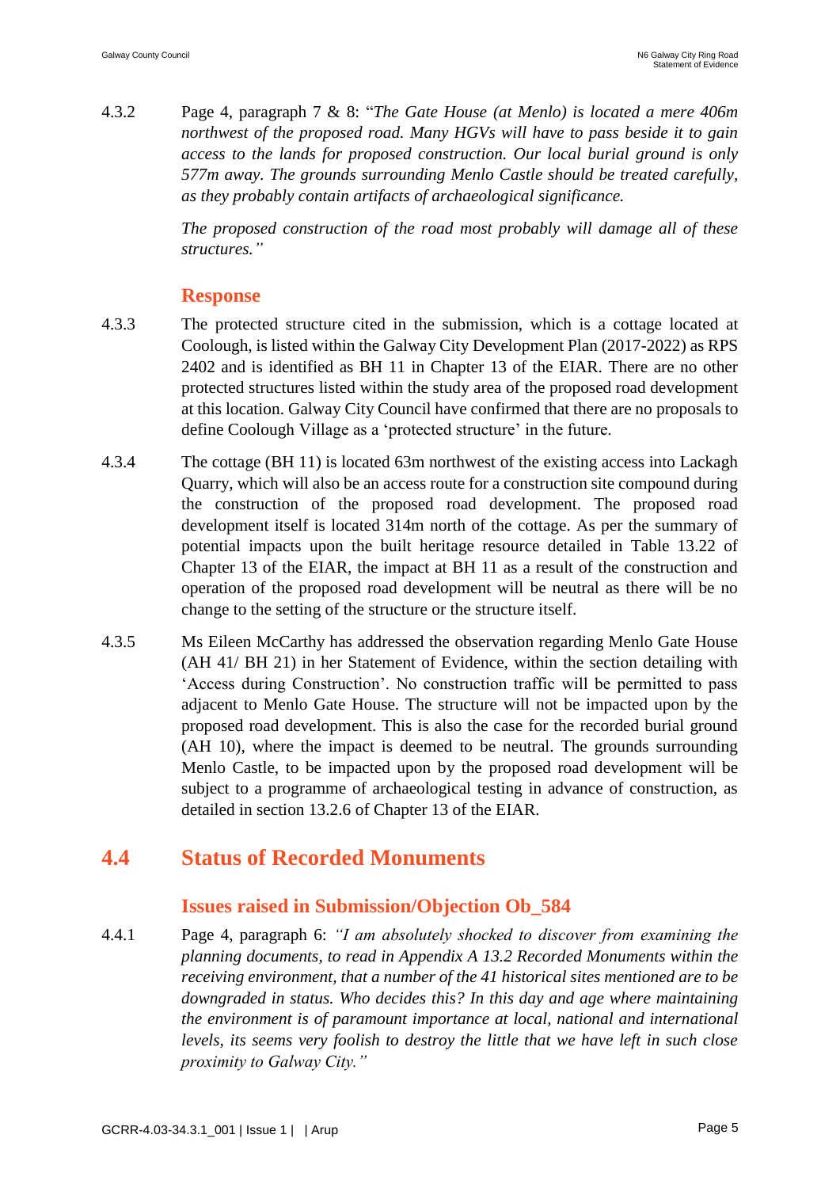4.3.2 Page 4, paragraph 7 & 8: "*The Gate House (at Menlo) is located a mere 406m northwest of the proposed road. Many HGVs will have to pass beside it to gain access to the lands for proposed construction. Our local burial ground is only 577m away. The grounds surrounding Menlo Castle should be treated carefully, as they probably contain artifacts of archaeological significance.*

*The proposed construction of the road most probably will damage all of these structures.*"

### Response

4.3.3 The protected structure cited in the submission, which is a cottage located at Coolough, is listed within the Galway City Development Plan (2017-2022) as RPS 2402 and is identified as BH 11 in Chapter 13 of the EIAR. There are no other protected structures listed within the study area of the proposed road development at this location. Galway City Council have confirmed that there are no proposals to define Coolough Village as a 'protected structure' in the future.

4.3.4 The cottage (BH 11) is located 63m northwest of the existing access into Lackagh Quarry, which will also be an access route for a construction site compound during the construction of the proposed road development. The proposed road development itself is located 314m north of the cottage. As per the summary of potential impacts upon the built heritage resource detailed in Table 13.22 of Chapter 13 of the EIAR, the impact at BH 11 as a result of the construction and operation of the proposed road development will be neutral as there will be no change to the setting of the structure or the structure itself.

4.3.5 Ms Eileen McCarthy has addressed the observation regarding Menlo Gate House (AH 41/ BH 21) in her Statement of Evidence, within the section detailing with 'Access during Construction'. No construction traffic will be permitted to pass adjacent to Menlo Gate House. The structure will not be impacted upon by the proposed road development. This is also the case for the recorded burial ground (AH 10), where the impact is deemed to be neutral. The grounds surrounding Menlo Castle, to be impacted upon by the proposed road development will be subject to a programme of archaeological testing in advance of construction, as detailed in section 13.2.6 of Chapter 13 of the EIAR.

## 4.4 Status of Recorded Monuments

### Issues raised in Submission/Objection Ob_584

4.4.1 Page 4, paragraph 6: "*I am absolutely shocked to discover from examining the planning documents, to read in Appendix A 13.2 Recorded Monuments within the receiving environment, that a number of the 41 historical sites mentioned are to be downgraded in status. Who decides this? In this day and age where maintaining the environment is of paramount importance at local, national and international levels, its seems very foolish to destroy the little that we have left in such close proximity to Galway City.*"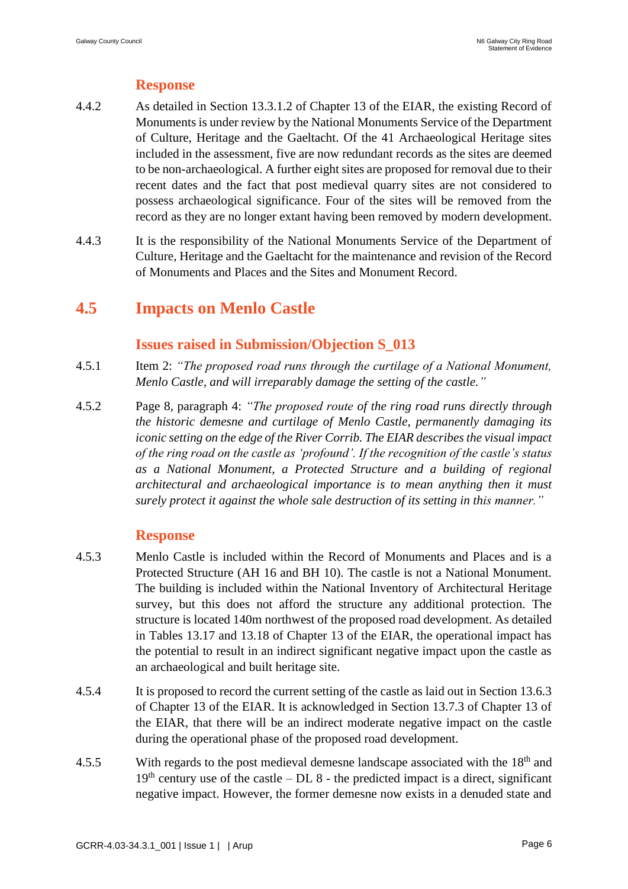### Response

4.4.2 As detailed in Section 13.3.1.2 of Chapter 13 of the EIAR, the existing Record of Monuments is under review by the National Monuments Service of the Department of Culture, Heritage and the Gaeltacht. Of the 41 Archaeological Heritage sites included in the assessment, five are now redundant records as the sites are deemed to be non-archaeological. A further eight sites are proposed for removal due to their recent dates and the fact that post medieval quarry sites are not considered to possess archaeological significance. Four of the sites will be removed from the record as they are no longer extant having been removed by modern development.

4.4.3 It is the responsibility of the National Monuments Service of the Department of Culture, Heritage and the Gaeltacht for the maintenance and revision of the Record of Monuments and Places and the Sites and Monument Record.

## 4.5 Impacts on Menlo Castle

### Issues raised in Submission/Objection S_013

4.5.1 Item 2: *"The proposed road runs through the curtilage of a National Monument, Menlo Castle, and will irreparably damage the setting of the castle."*

4.5.2 Page 8, paragraph 4: *"The proposed route of the ring road runs directly through the historic demesne and curtilage of Menlo Castle, permanently damaging its iconic setting on the edge of the River Corrib. The EIAR describes the visual impact of the ring road on the castle as 'profound'. If the recognition of the castle's status as a National Monument, a Protected Structure and a building of regional architectural and archaeological importance is to mean anything then it must surely protect it against the whole sale destruction of its setting in this manner."*

### Response

4.5.3 Menlo Castle is included within the Record of Monuments and Places and is a Protected Structure (AH 16 and BH 10). The castle is not a National Monument. The building is included within the National Inventory of Architectural Heritage survey, but this does not afford the structure any additional protection. The structure is located 140m northwest of the proposed road development. As detailed in Tables 13.17 and 13.18 of Chapter 13 of the EIAR, the operational impact has the potential to result in an indirect significant negative impact upon the castle as an archaeological and built heritage site.

4.5.4 It is proposed to record the current setting of the castle as laid out in Section 13.6.3 of Chapter 13 of the EIAR. It is acknowledged in Section 13.7.3 of Chapter 13 of the EIAR, that there will be an indirect moderate negative impact on the castle during the operational phase of the proposed road development.

4.5.5 With regards to the post medieval demesne landscape associated with the 18th and 19th century use of the castle – DL 8 - the predicted impact is a direct, significant negative impact. However, the former demesne now exists in a denuded state and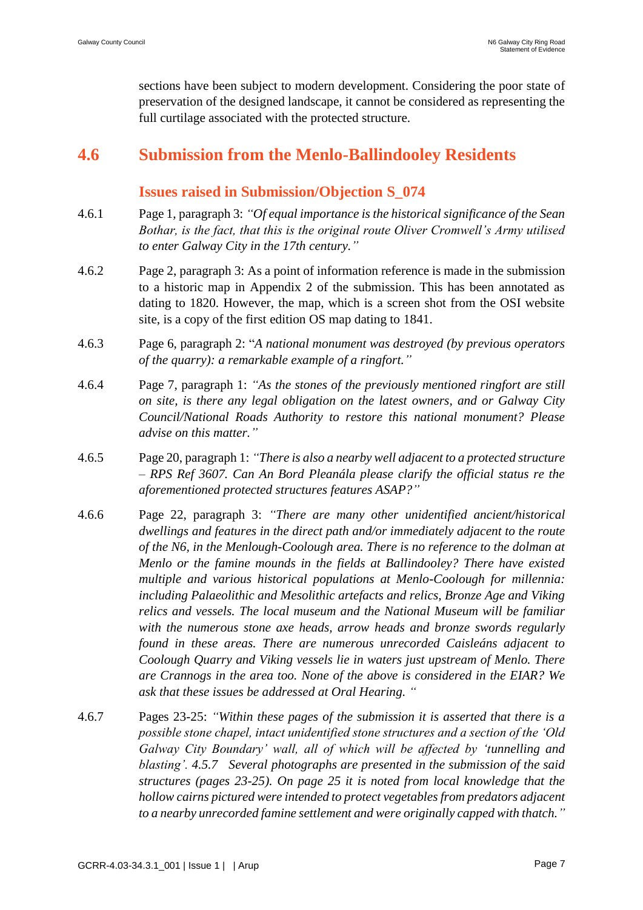sections have been subject to modern development. Considering the poor state of preservation of the designed landscape, it cannot be considered as representing the full curtilage associated with the protected structure.

## 4.6 Submission from the Menlo-Ballindooley Residents

### Issues raised in Submission/Objection S_074

4.6.1 Page 1, paragraph 3: *"Of equal importance is the historical significance of the Sean Bothar, is the fact, that this is the original route Oliver Cromwell's Army utilised to enter Galway City in the 17th century."*

4.6.2 Page 2, paragraph 3: As a point of information reference is made in the submission to a historic map in Appendix 2 of the submission. This has been annotated as dating to 1820. However, the map, which is a screen shot from the OSI website site, is a copy of the first edition OS map dating to 1841.

4.6.3 Page 6, paragraph 2: "*A national monument was destroyed (by previous operators of the quarry): a remarkable example of a ringfort."*

4.6.4 Page 7, paragraph 1: *"As the stones of the previously mentioned ringfort are still on site, is there any legal obligation on the latest owners, and or Galway City Council/National Roads Authority to restore this national monument? Please advise on this matter."*

4.6.5 Page 20, paragraph 1: *"There is also a nearby well adjacent to a protected structure – RPS Ref 3607. Can An Bord Pleanála please clarify the official status re the aforementioned protected structures features ASAP?"*

4.6.6 Page 22, paragraph 3: *"There are many other unidentified ancient/historical dwellings and features in the direct path and/or immediately adjacent to the route of the N6, in the Menlough-Coolough area. There is no reference to the dolman at Menlo or the famine mounds in the fields at Ballindooley? There have existed multiple and various historical populations at Menlo-Coolough for millennia: including Palaeolithic and Mesolithic artefacts and relics, Bronze Age and Viking relics and vessels. The local museum and the National Museum will be familiar with the numerous stone axe heads, arrow heads and bronze swords regularly found in these areas. There are numerous unrecorded Caisleáns adjacent to Coolough Quarry and Viking vessels lie in waters just upstream of Menlo. There are Crannogs in the area too. None of the above is considered in the EIAR? We ask that these issues be addressed at Oral Hearing. "*

4.6.7 Pages 23-25: *"Within these pages of the submission it is asserted that there is a possible stone chapel, intact unidentified stone structures and a section of the 'Old Galway City Boundary' wall, all of which will be affected by 'tunnelling and blasting'. 4.5.7 Several photographs are presented in the submission of the said structures (pages 23-25). On page 25 it is noted from local knowledge that the hollow cairns pictured were intended to protect vegetables from predators adjacent to a nearby unrecorded famine settlement and were originally capped with thatch."*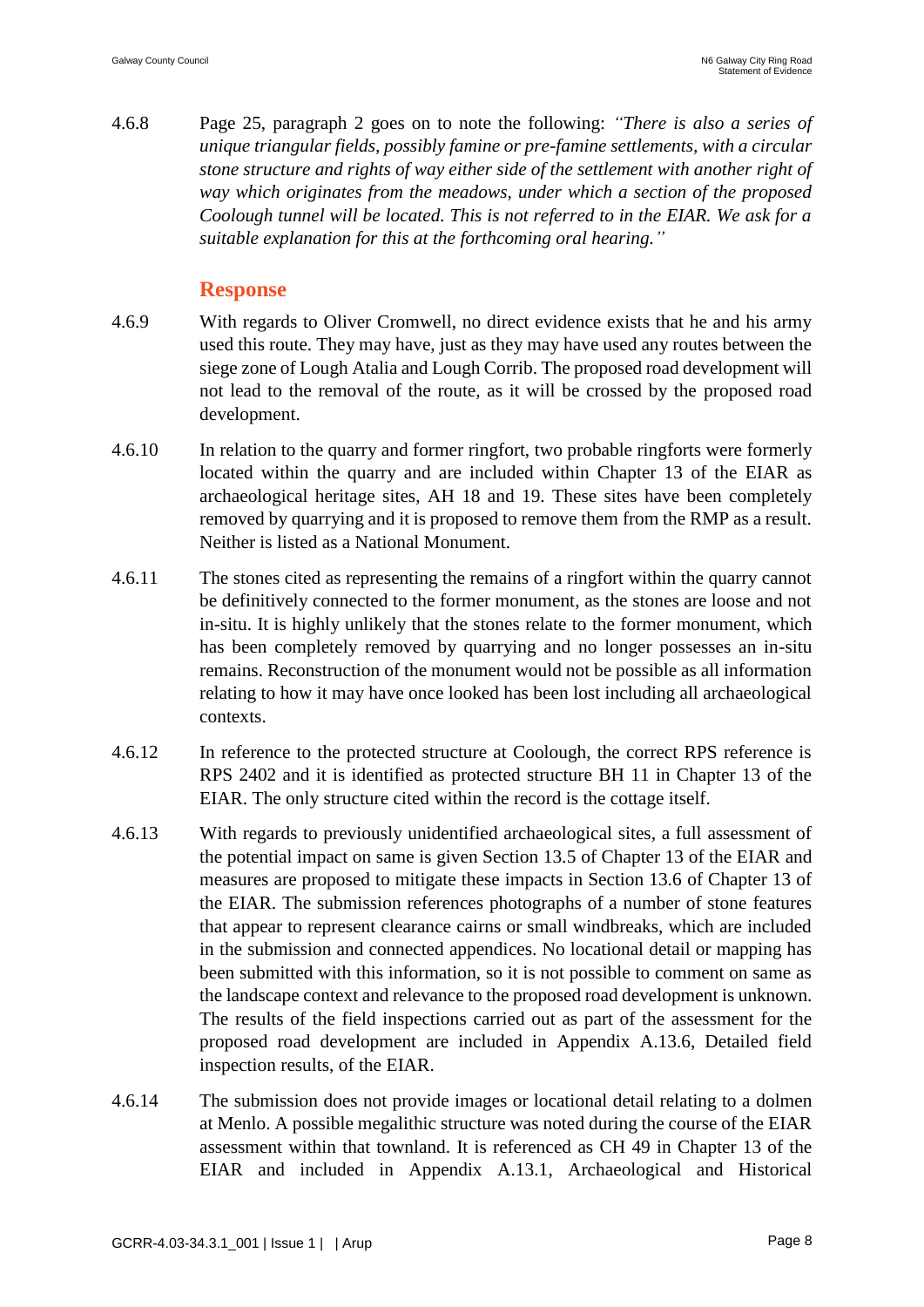4.6.8 Page 25, paragraph 2 goes on to note the following: *"There is also a series of unique triangular fields, possibly famine or pre-famine settlements, with a circular stone structure and rights of way either side of the settlement with another right of way which originates from the meadows, under which a section of the proposed Coolough tunnel will be located. This is not referred to in the EIAR. We ask for a suitable explanation for this at the forthcoming oral hearing."*

### Response

4.6.9 With regards to Oliver Cromwell, no direct evidence exists that he and his army used this route. They may have, just as they may have used any routes between the siege zone of Lough Atalia and Lough Corrib. The proposed road development will not lead to the removal of the route, as it will be crossed by the proposed road development.

4.6.10 In relation to the quarry and former ringfort, two probable ringforts were formerly located within the quarry and are included within Chapter 13 of the EIAR as archaeological heritage sites, AH 18 and 19. These sites have been completely removed by quarrying and it is proposed to remove them from the RMP as a result. Neither is listed as a National Monument.

4.6.11 The stones cited as representing the remains of a ringfort within the quarry cannot be definitively connected to the former monument, as the stones are loose and not in-situ. It is highly unlikely that the stones relate to the former monument, which has been completely removed by quarrying and no longer possesses an in-situ remains. Reconstruction of the monument would not be possible as all information relating to how it may have once looked has been lost including all archaeological contexts.

4.6.12 In reference to the protected structure at Coolough, the correct RPS reference is RPS 2402 and it is identified as protected structure BH 11 in Chapter 13 of the EIAR. The only structure cited within the record is the cottage itself.

4.6.13 With regards to previously unidentified archaeological sites, a full assessment of the potential impact on same is given Section 13.5 of Chapter 13 of the EIAR and measures are proposed to mitigate these impacts in Section 13.6 of Chapter 13 of the EIAR. The submission references photographs of a number of stone features that appear to represent clearance cairns or small windbreaks, which are included in the submission and connected appendices. No locational detail or mapping has been submitted with this information, so it is not possible to comment on same as the landscape context and relevance to the proposed road development is unknown. The results of the field inspections carried out as part of the assessment for the proposed road development are included in Appendix A.13.6, Detailed field inspection results, of the EIAR.

4.6.14 The submission does not provide images or locational detail relating to a dolmen at Menlo. A possible megalithic structure was noted during the course of the EIAR assessment within that townland. It is referenced as CH 49 in Chapter 13 of the EIAR and included in Appendix A.13.1, Archaeological and Historical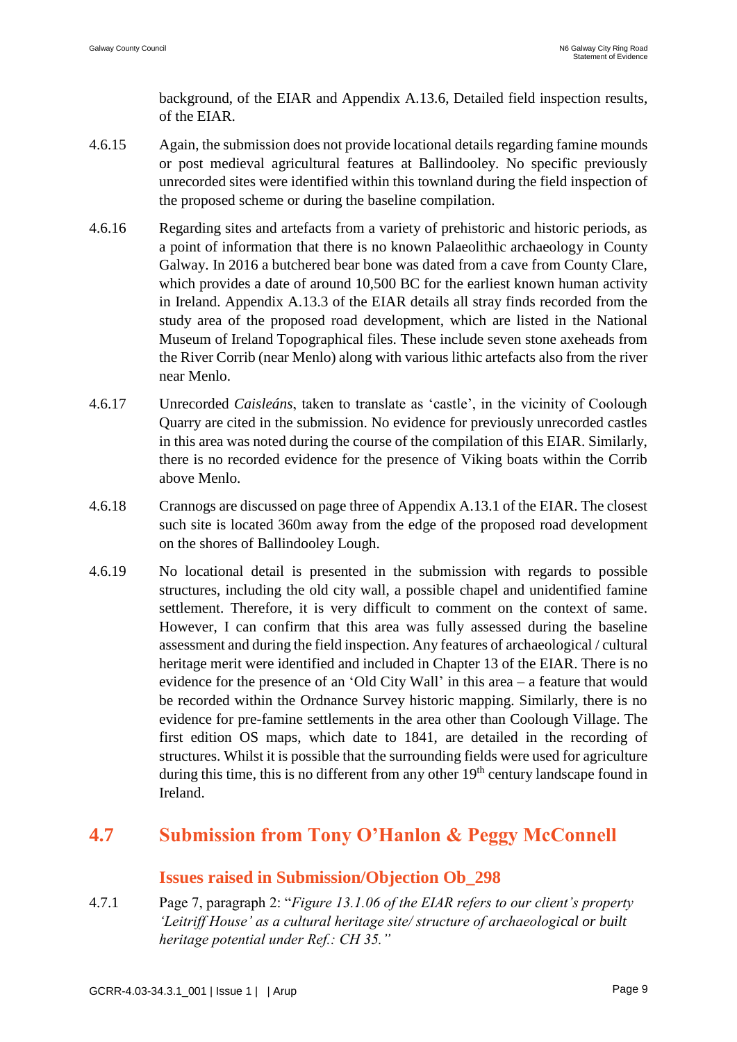background, of the EIAR and Appendix A.13.6, Detailed field inspection results, of the EIAR.

4.6.15 Again, the submission does not provide locational details regarding famine mounds or post medieval agricultural features at Ballindooley. No specific previously unrecorded sites were identified within this townland during the field inspection of the proposed scheme or during the baseline compilation.

4.6.16 Regarding sites and artefacts from a variety of prehistoric and historic periods, as a point of information that there is no known Palaeolithic archaeology in County Galway. In 2016 a butchered bear bone was dated from a cave from County Clare, which provides a date of around 10,500 BC for the earliest known human activity in Ireland. Appendix A.13.3 of the EIAR details all stray finds recorded from the study area of the proposed road development, which are listed in the National Museum of Ireland Topographical files. These include seven stone axeheads from the River Corrib (near Menlo) along with various lithic artefacts also from the river near Menlo.

4.6.17 Unrecorded *Caisleáns*, taken to translate as 'castle', in the vicinity of Coolough Quarry are cited in the submission. No evidence for previously unrecorded castles in this area was noted during the course of the compilation of this EIAR. Similarly, there is no recorded evidence for the presence of Viking boats within the Corrib above Menlo.

4.6.18 Crannogs are discussed on page three of Appendix A.13.1 of the EIAR. The closest such site is located 360m away from the edge of the proposed road development on the shores of Ballindooley Lough.

4.6.19 No locational detail is presented in the submission with regards to possible structures, including the old city wall, a possible chapel and unidentified famine settlement. Therefore, it is very difficult to comment on the context of same. However, I can confirm that this area was fully assessed during the baseline assessment and during the field inspection. Any features of archaeological / cultural heritage merit were identified and included in Chapter 13 of the EIAR. There is no evidence for the presence of an 'Old City Wall' in this area – a feature that would be recorded within the Ordnance Survey historic mapping. Similarly, there is no evidence for pre-famine settlements in the area other than Coolough Village. The first edition OS maps, which date to 1841, are detailed in the recording of structures. Whilst it is possible that the surrounding fields were used for agriculture during this time, this is no different from any other 19th century landscape found in Ireland.

## 4.7 Submission from Tony O'Hanlon & Peggy McConnell

### Issues raised in Submission/Objection Ob_298

4.7.1 Page 7, paragraph 2: "*Figure 13.1.06 of the EIAR refers to our client's property 'Leitriff House' as a cultural heritage site/ structure of archaeological or built heritage potential under Ref.: CH 35.*"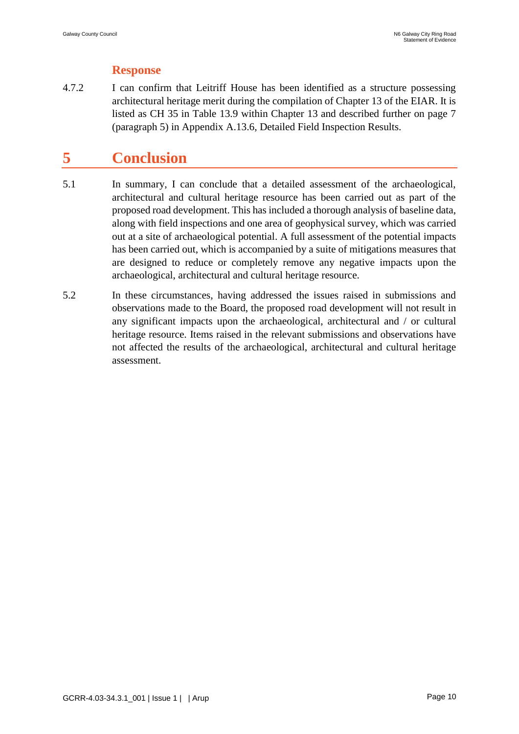### Response

4.7.2 I can confirm that Leitriff House has been identified as a structure possessing architectural heritage merit during the compilation of Chapter 13 of the EIAR. It is listed as CH 35 in Table 13.9 within Chapter 13 and described further on page 7 (paragraph 5) in Appendix A.13.6, Detailed Field Inspection Results.

# 5 Conclusion

5.1 In summary, I can conclude that a detailed assessment of the archaeological, architectural and cultural heritage resource has been carried out as part of the proposed road development. This has included a thorough analysis of baseline data, along with field inspections and one area of geophysical survey, which was carried out at a site of archaeological potential. A full assessment of the potential impacts has been carried out, which is accompanied by a suite of mitigations measures that are designed to reduce or completely remove any negative impacts upon the archaeological, architectural and cultural heritage resource.

5.2 In these circumstances, having addressed the issues raised in submissions and observations made to the Board, the proposed road development will not result in any significant impacts upon the archaeological, architectural and / or cultural heritage resource. Items raised in the relevant submissions and observations have not affected the results of the archaeological, architectural and cultural heritage assessment.